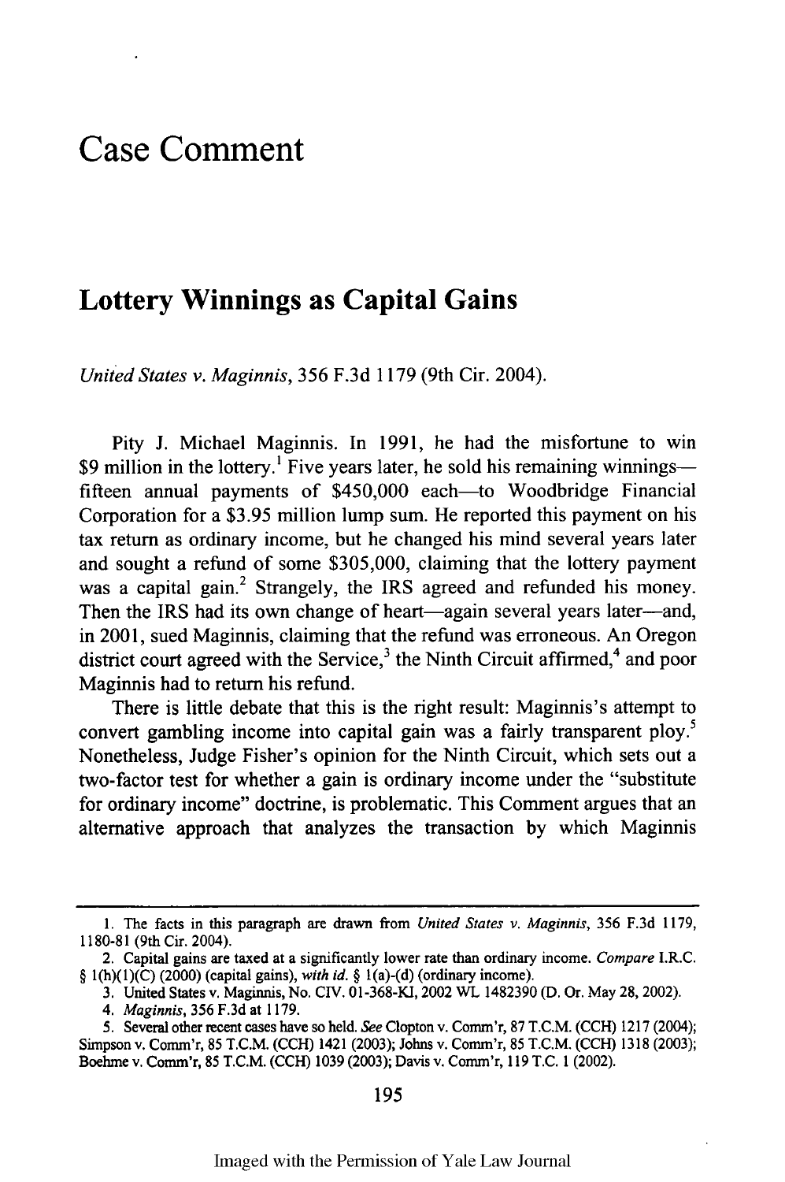# Case Comment

## Lottery Winnings as Capital Gains

*United States v. Maginnis*, 356 F.3d 1179 (9th Cir. 2004).

Pity J. Michael Maginnis. In 1991, he had the misfortune to win \$9 million in the lottery.[1] Five years later, he sold his remaining winnings—fifteen annual payments of \$450,000 each—to Woodbridge Financial Corporation for a \$3.95 million lump sum. He reported this payment on his tax return as ordinary income, but he changed his mind several years later and sought a refund of some \$305,000, claiming that the lottery payment was a capital gain.[2] Strangely, the IRS agreed and refunded his money. Then the IRS had its own change of heart—again several years later—and, in 2001, sued Maginnis, claiming that the refund was erroneous. An Oregon district court agreed with the Service,[3] the Ninth Circuit affirmed,[4] and poor Maginnis had to return his refund.

There is little debate that this is the right result: Maginnis's attempt to convert gambling income into capital gain was a fairly transparent ploy.[5] Nonetheless, Judge Fisher's opinion for the Ninth Circuit, which sets out a two-factor test for whether a gain is ordinary income under the "substitute for ordinary income" doctrine, is problematic. This Comment argues that an alternative approach that analyzes the transaction by which Maginnis

---

1. The facts in this paragraph are drawn from *United States v. Maginnis*, 356 F.3d 1179, 1180-81 (9th Cir. 2004).

2. Capital gains are taxed at a significantly lower rate than ordinary income. *Compare* I.R.C. § 1(h)(1)(C) (2000) (capital gains), *with id.* § 1(a)-(d) (ordinary income).

3. United States v. Maginnis, No. CIV. 01-368-KI, 2002 WL 1482390 (D. Or. May 28, 2002).

4. *Maginnis*, 356 F.3d at 1179.

5. Several other recent cases have so held. *See* Clopton v. Comm'r, 87 T.C.M. (CCH) 1217 (2004); Simpson v. Comm'r, 85 T.C.M. (CCH) 1421 (2003); Johns v. Comm'r, 85 T.C.M. (CCH) 1318 (2003); Boehme v. Comm'r, 85 T.C.M. (CCH) 1039 (2003); Davis v. Comm'r, 119 T.C. 1 (2002).

Imaged with the Permission of Yale Law Journal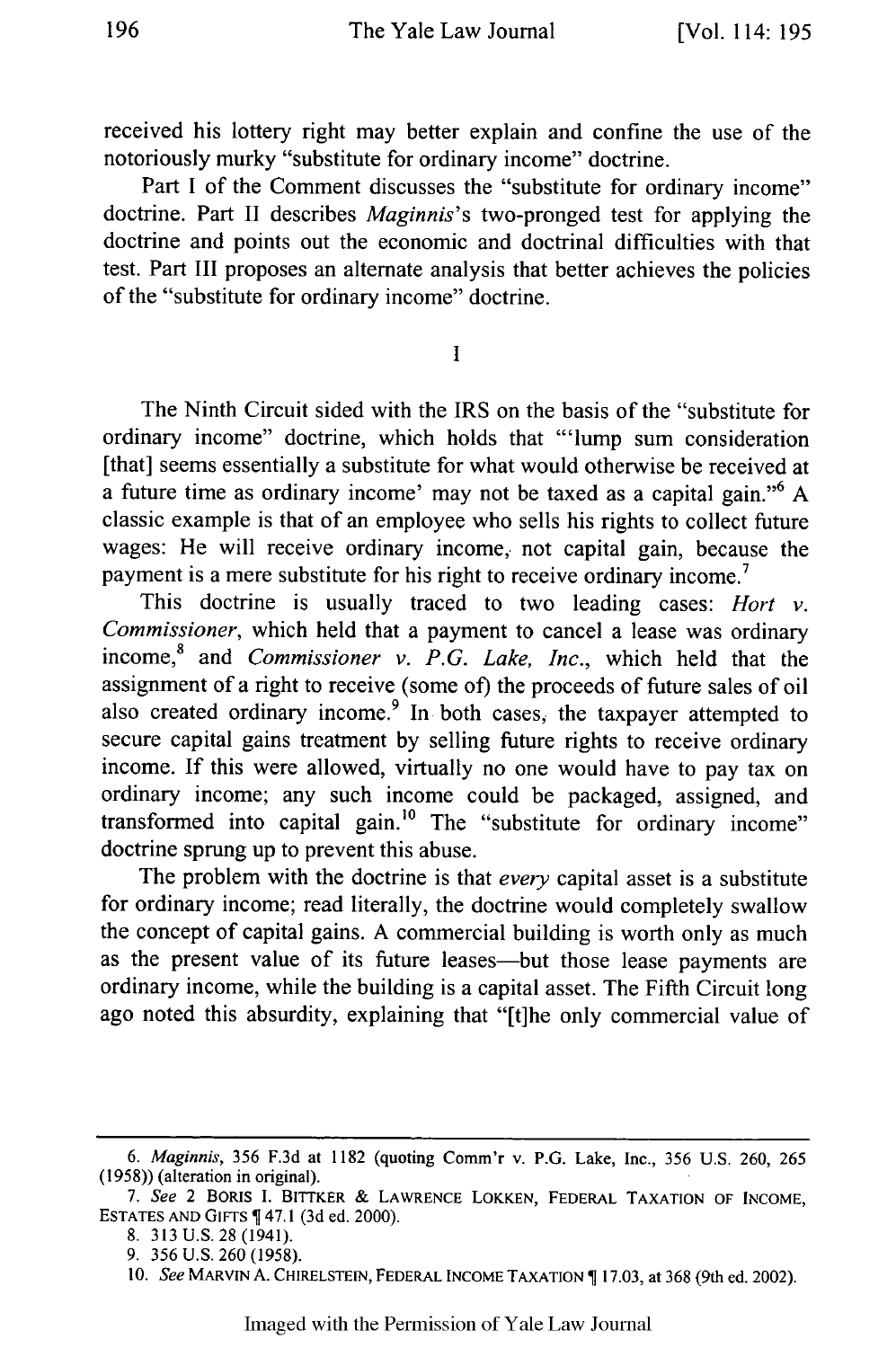received his lottery right may better explain and confine the use of the notoriously murky "substitute for ordinary income" doctrine.

Part I of the Comment discusses the "substitute for ordinary income" doctrine. Part II describes *Maginnis*'s two-pronged test for applying the doctrine and points out the economic and doctrinal difficulties with that test. Part III proposes an alternate analysis that better achieves the policies of the "substitute for ordinary income" doctrine.

## I

The Ninth Circuit sided with the IRS on the basis of the "substitute for ordinary income" doctrine, which holds that "'lump sum consideration [that] seems essentially a substitute for what would otherwise be received at a future time as ordinary income' may not be taxed as a capital gain."[6] A classic example is that of an employee who sells his rights to collect future wages: He will receive ordinary income, not capital gain, because the payment is a mere substitute for his right to receive ordinary income.[7]

This doctrine is usually traced to two leading cases: *Hort v. Commissioner*, which held that a payment to cancel a lease was ordinary income,[8] and *Commissioner v. P.G. Lake, Inc.*, which held that the assignment of a right to receive (some of) the proceeds of future sales of oil also created ordinary income.[9] In both cases, the taxpayer attempted to secure capital gains treatment by selling future rights to receive ordinary income. If this were allowed, virtually no one would have to pay tax on ordinary income; any such income could be packaged, assigned, and transformed into capital gain.[10] The "substitute for ordinary income" doctrine sprung up to prevent this abuse.

The problem with the doctrine is that *every* capital asset is a substitute for ordinary income; read literally, the doctrine would completely swallow the concept of capital gains. A commercial building is worth only as much as the present value of its future leases—but those lease payments are ordinary income, while the building is a capital asset. The Fifth Circuit long ago noted this absurdity, explaining that "[t]he only commercial value of

---

6. *Maginnis*, 356 F.3d at 1182 (quoting Comm'r v. P.G. Lake, Inc., 356 U.S. 260, 265 (1958)) (alteration in original).

7. *See* 2 BORIS I. BITTKER & LAWRENCE LOKKEN, FEDERAL TAXATION OF INCOME, ESTATES AND GIFTS ¶ 47.1 (3d ed. 2000).

8. 313 U.S. 28 (1941).

9. 356 U.S. 260 (1958).

10. *See* MARVIN A. CHIRELSTEIN, FEDERAL INCOME TAXATION ¶ 17.03, at 368 (9th ed. 2002).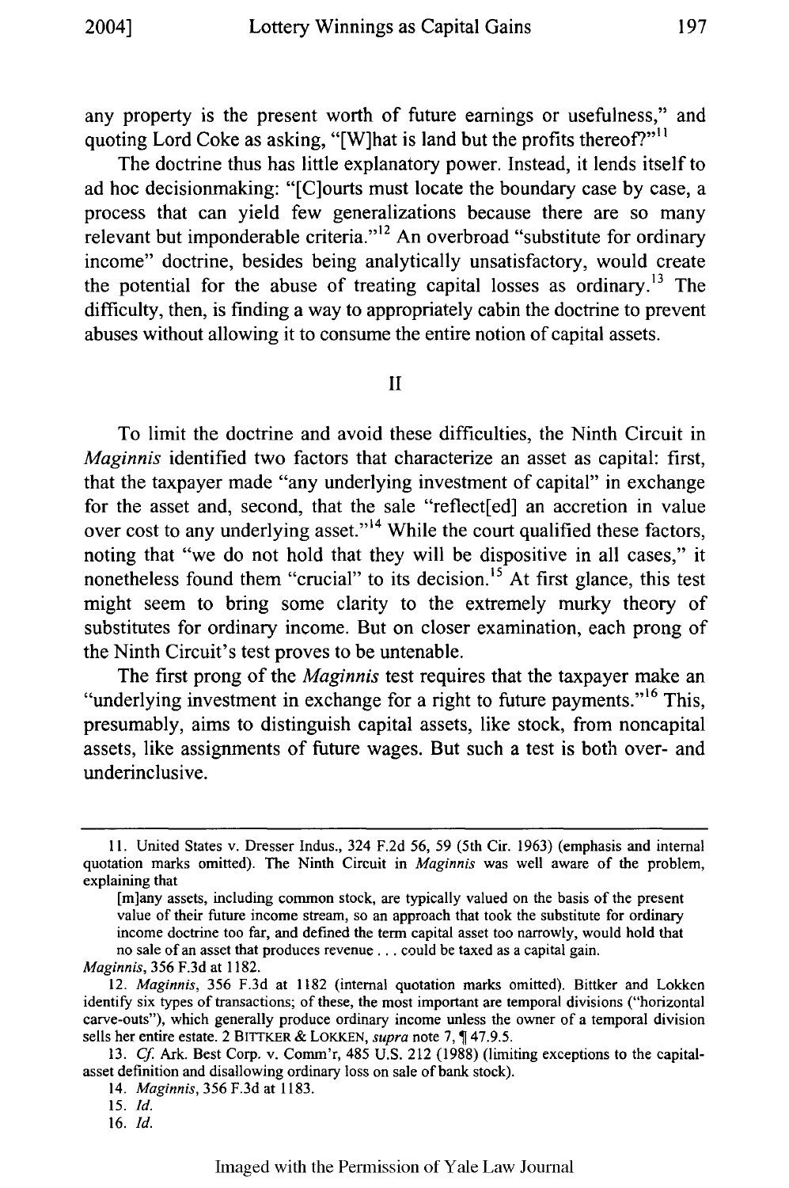any property is the present worth of future earnings or usefulness," and quoting Lord Coke as asking, "[W]hat is land but the profits thereof?"[11]

The doctrine thus has little explanatory power. Instead, it lends itself to ad hoc decisionmaking: "[C]ourts must locate the boundary case by case, a process that can yield few generalizations because there are so many relevant but imponderable criteria."[12] An overbroad "substitute for ordinary income" doctrine, besides being analytically unsatisfactory, would create the potential for the abuse of treating capital losses as ordinary.[13] The difficulty, then, is finding a way to appropriately cabin the doctrine to prevent abuses without allowing it to consume the entire notion of capital assets.

## II

To limit the doctrine and avoid these difficulties, the Ninth Circuit in *Maginnis* identified two factors that characterize an asset as capital: first, that the taxpayer made "any underlying investment of capital" in exchange for the asset and, second, that the sale "reflect[ed] an accretion in value over cost to any underlying asset."[14] While the court qualified these factors, noting that "we do not hold that they will be dispositive in all cases," it nonetheless found them "crucial" to its decision.[15] At first glance, this test might seem to bring some clarity to the extremely murky theory of substitutes for ordinary income. But on closer examination, each prong of the Ninth Circuit's test proves to be untenable.

The first prong of the *Maginnis* test requires that the taxpayer make an "underlying investment in exchange for a right to future payments."[16] This, presumably, aims to distinguish capital assets, like stock, from noncapital assets, like assignments of future wages. But such a test is both over- and underinclusive.

---

11. United States v. Dresser Indus., 324 F.2d 56, 59 (5th Cir. 1963) (emphasis and internal quotation marks omitted). The Ninth Circuit in *Maginnis* was well aware of the problem, explaining that

> [m]any assets, including common stock, are typically valued on the basis of the present value of their future income stream, so an approach that took the substitute for ordinary income doctrine too far, and defined the term capital asset too narrowly, would hold that no sale of an asset that produces revenue . . . could be taxed as a capital gain.

*Maginnis*, 356 F.3d at 1182.

12. *Maginnis*, 356 F.3d at 1182 (internal quotation marks omitted). Bittker and Lokken identify six types of transactions; of these, the most important are temporal divisions ("horizontal carve-outs"), which generally produce ordinary income unless the owner of a temporal division sells her entire estate. 2 BITTKER & LOKKEN, *supra* note 7, ¶ 47.9.5.

13. *Cf.* Ark. Best Corp. v. Comm'r, 485 U.S. 212 (1988) (limiting exceptions to the capital-asset definition and disallowing ordinary loss on sale of bank stock).

14. *Maginnis*, 356 F.3d at 1183.

15. *Id.*

16. *Id.*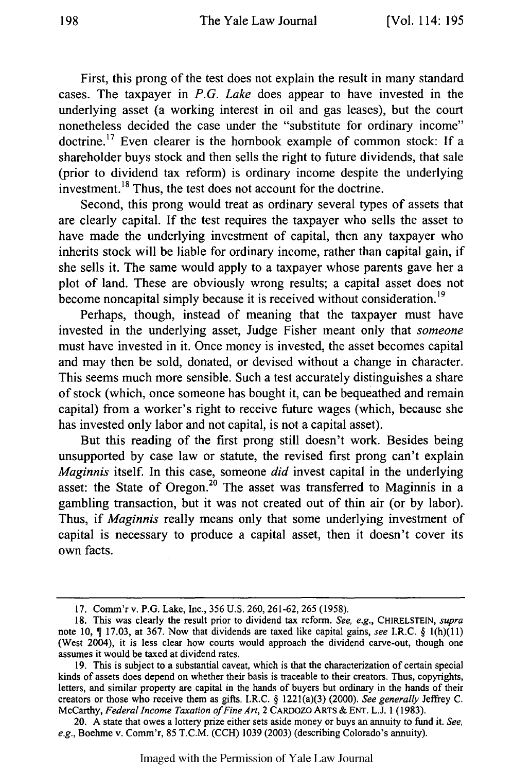First, this prong of the test does not explain the result in many standard cases. The taxpayer in *P.G. Lake* does appear to have invested in the underlying asset (a working interest in oil and gas leases), but the court nonetheless decided the case under the "substitute for ordinary income" doctrine.[17] Even clearer is the hornbook example of common stock: If a shareholder buys stock and then sells the right to future dividends, that sale (prior to dividend tax reform) is ordinary income despite the underlying investment.[18] Thus, the test does not account for the doctrine.

Second, this prong would treat as ordinary several types of assets that are clearly capital. If the test requires the taxpayer who sells the asset to have made the underlying investment of capital, then any taxpayer who inherits stock will be liable for ordinary income, rather than capital gain, if she sells it. The same would apply to a taxpayer whose parents gave her a plot of land. These are obviously wrong results; a capital asset does not become noncapital simply because it is received without consideration.[19]

Perhaps, though, instead of meaning that the taxpayer must have invested in the underlying asset, Judge Fisher meant only that *someone* must have invested in it. Once money is invested, the asset becomes capital and may then be sold, donated, or devised without a change in character. This seems much more sensible. Such a test accurately distinguishes a share of stock (which, once someone has bought it, can be bequeathed and remain capital) from a worker's right to receive future wages (which, because she has invested only labor and not capital, is not a capital asset).

But this reading of the first prong still doesn't work. Besides being unsupported by case law or statute, the revised first prong can't explain *Maginnis* itself. In this case, someone *did* invest capital in the underlying asset: the State of Oregon.[20] The asset was transferred to Maginnis in a gambling transaction, but it was not created out of thin air (or by labor). Thus, if *Maginnis* really means only that some underlying investment of capital is necessary to produce a capital asset, then it doesn't cover its own facts.

---

17. Comm'r v. P.G. Lake, Inc., 356 U.S. 260, 261-62, 265 (1958).

18. This was clearly the result prior to dividend tax reform. *See, e.g.*, CHIRELSTEIN, *supra* note 10, ¶ 17.03, at 367. Now that dividends are taxed like capital gains, *see* I.R.C. § 1(h)(11) (West 2004), it is less clear how courts would approach the dividend carve-out, though one assumes it would be taxed at dividend rates.

19. This is subject to a substantial caveat, which is that the characterization of certain special kinds of assets does depend on whether their basis is traceable to their creators. Thus, copyrights, letters, and similar property are capital in the hands of buyers but ordinary in the hands of their creators or those who receive them as gifts. I.R.C. § 1221(a)(3) (2000). *See generally* Jeffrey C. McCarthy, *Federal Income Taxation of Fine Art*, 2 CARDOZO ARTS & ENT. L.J. 1 (1983).

20. A state that owes a lottery prize either sets aside money or buys an annuity to fund it. *See, e.g.*, Boehme v. Comm'r, 85 T.C.M. (CCH) 1039 (2003) (describing Colorado's annuity).

Imaged with the Permission of Yale Law Journal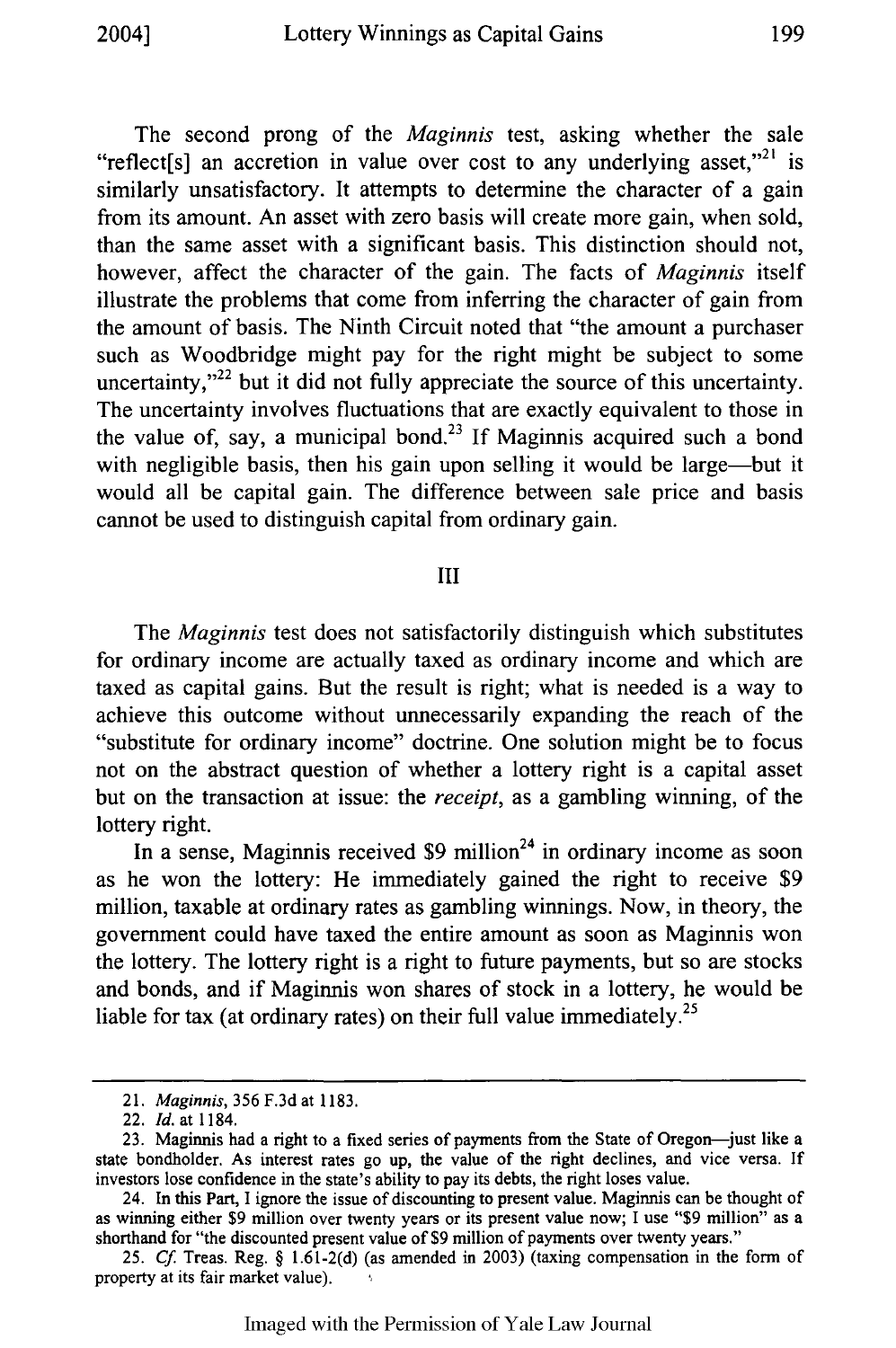The second prong of the *Maginnis* test, asking whether the sale "reflect[s] an accretion in value over cost to any underlying asset,"[21] is similarly unsatisfactory. It attempts to determine the character of a gain from its amount. An asset with zero basis will create more gain, when sold, than the same asset with a significant basis. This distinction should not, however, affect the character of the gain. The facts of *Maginnis* itself illustrate the problems that come from inferring the character of gain from the amount of basis. The Ninth Circuit noted that "the amount a purchaser such as Woodbridge might pay for the right might be subject to some uncertainty,"[22] but it did not fully appreciate the source of this uncertainty. The uncertainty involves fluctuations that are exactly equivalent to those in the value of, say, a municipal bond.[23] If Maginnis acquired such a bond with negligible basis, then his gain upon selling it would be large—but it would all be capital gain. The difference between sale price and basis cannot be used to distinguish capital from ordinary gain.

## III

The *Maginnis* test does not satisfactorily distinguish which substitutes for ordinary income are actually taxed as ordinary income and which are taxed as capital gains. But the result is right; what is needed is a way to achieve this outcome without unnecessarily expanding the reach of the "substitute for ordinary income" doctrine. One solution might be to focus not on the abstract question of whether a lottery right is a capital asset but on the transaction at issue: the *receipt*, as a gambling winning, of the lottery right.

In a sense, Maginnis received $9 million[24] in ordinary income as soon as he won the lottery: He immediately gained the right to receive $9 million, taxable at ordinary rates as gambling winnings. Now, in theory, the government could have taxed the entire amount as soon as Maginnis won the lottery. The lottery right is a right to future payments, but so are stocks and bonds, and if Maginnis won shares of stock in a lottery, he would be liable for tax (at ordinary rates) on their full value immediately.[25]

---

21. *Maginnis*, 356 F.3d at 1183.

22. *Id.* at 1184.

23. Maginnis had a right to a fixed series of payments from the State of Oregon—just like a state bondholder. As interest rates go up, the value of the right declines, and vice versa. If investors lose confidence in the state's ability to pay its debts, the right loses value.

24. In this Part, I ignore the issue of discounting to present value. Maginnis can be thought of as winning either $9 million over twenty years or its present value now; I use "$9 million" as a shorthand for "the discounted present value of $9 million of payments over twenty years."

25. *Cf.* Treas. Reg. § 1.61-2(d) (as amended in 2003) (taxing compensation in the form of property at its fair market value).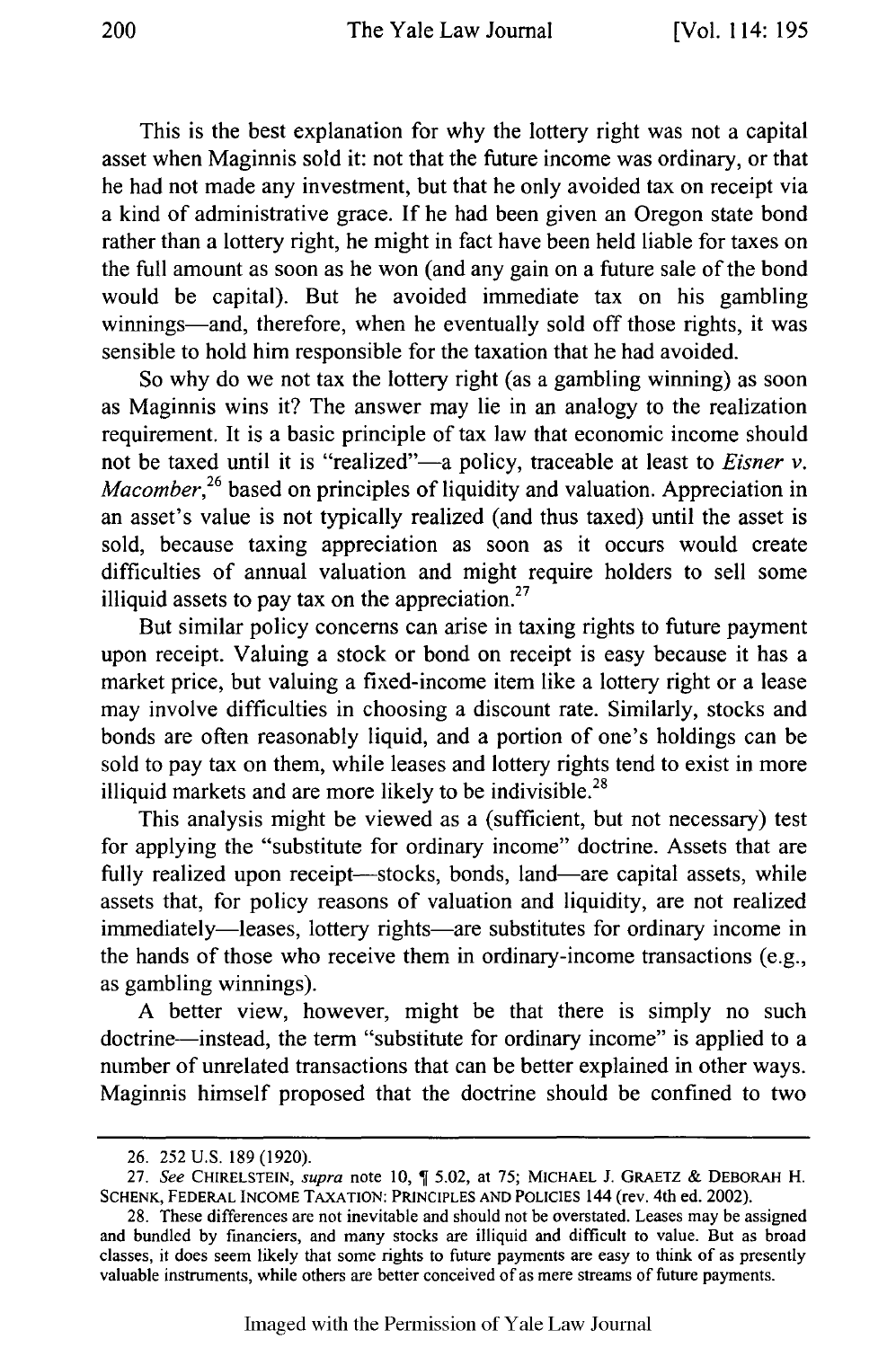This is the best explanation for why the lottery right was not a capital asset when Maginnis sold it: not that the future income was ordinary, or that he had not made any investment, but that he only avoided tax on receipt via a kind of administrative grace. If he had been given an Oregon state bond rather than a lottery right, he might in fact have been held liable for taxes on the full amount as soon as he won (and any gain on a future sale of the bond would be capital). But he avoided immediate tax on his gambling winnings—and, therefore, when he eventually sold off those rights, it was sensible to hold him responsible for the taxation that he had avoided.

So why do we not tax the lottery right (as a gambling winning) as soon as Maginnis wins it? The answer may lie in an analogy to the realization requirement. It is a basic principle of tax law that economic income should not be taxed until it is "realized"—a policy, traceable at least to *Eisner v. Macomber*,[26] based on principles of liquidity and valuation. Appreciation in an asset's value is not typically realized (and thus taxed) until the asset is sold, because taxing appreciation as soon as it occurs would create difficulties of annual valuation and might require holders to sell some illiquid assets to pay tax on the appreciation.[27]

But similar policy concerns can arise in taxing rights to future payment upon receipt. Valuing a stock or bond on receipt is easy because it has a market price, but valuing a fixed-income item like a lottery right or a lease may involve difficulties in choosing a discount rate. Similarly, stocks and bonds are often reasonably liquid, and a portion of one's holdings can be sold to pay tax on them, while leases and lottery rights tend to exist in more illiquid markets and are more likely to be indivisible.[28]

This analysis might be viewed as a (sufficient, but not necessary) test for applying the "substitute for ordinary income" doctrine. Assets that are fully realized upon receipt—stocks, bonds, land—are capital assets, while assets that, for policy reasons of valuation and liquidity, are not realized immediately—leases, lottery rights—are substitutes for ordinary income in the hands of those who receive them in ordinary-income transactions (e.g., as gambling winnings).

A better view, however, might be that there is simply no such doctrine—instead, the term "substitute for ordinary income" is applied to a number of unrelated transactions that can be better explained in other ways. Maginnis himself proposed that the doctrine should be confined to two

---

26. 252 U.S. 189 (1920).

27. *See* CHIRELSTEIN, *supra* note 10, ¶ 5.02, at 75; MICHAEL J. GRAETZ & DEBORAH H. SCHENK, FEDERAL INCOME TAXATION: PRINCIPLES AND POLICIES 144 (rev. 4th ed. 2002).

28. These differences are not inevitable and should not be overstated. Leases may be assigned and bundled by financiers, and many stocks are illiquid and difficult to value. But as broad classes, it does seem likely that some rights to future payments are easy to think of as presently valuable instruments, while others are better conceived of as mere streams of future payments.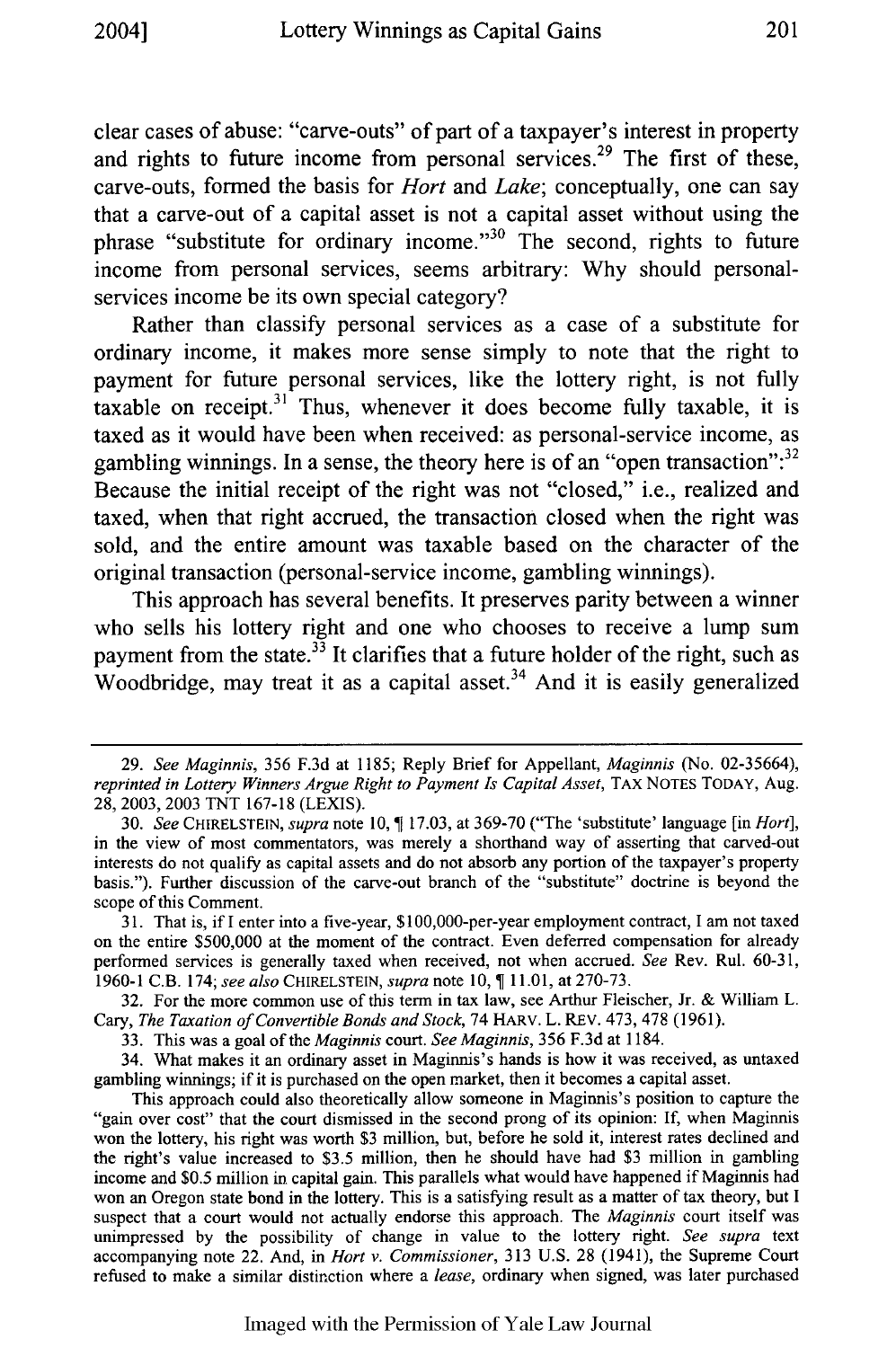clear cases of abuse: "carve-outs" of part of a taxpayer's interest in property and rights to future income from personal services.[29] The first of these, carve-outs, formed the basis for *Hort* and *Lake*; conceptually, one can say that a carve-out of a capital asset is not a capital asset without using the phrase "substitute for ordinary income."[30] The second, rights to future income from personal services, seems arbitrary: Why should personal-services income be its own special category?

Rather than classify personal services as a case of a substitute for ordinary income, it makes more sense simply to note that the right to payment for future personal services, like the lottery right, is not fully taxable on receipt.[31] Thus, whenever it does become fully taxable, it is taxed as it would have been when received: as personal-service income, as gambling winnings. In a sense, the theory here is of an "open transaction":[32] Because the initial receipt of the right was not "closed," i.e., realized and taxed, when that right accrued, the transaction closed when the right was sold, and the entire amount was taxable based on the character of the original transaction (personal-service income, gambling winnings).

This approach has several benefits. It preserves parity between a winner who sells his lottery right and one who chooses to receive a lump sum payment from the state.[33] It clarifies that a future holder of the right, such as Woodbridge, may treat it as a capital asset.[34] And it is easily generalized

---

29. *See Maginnis*, 356 F.3d at 1185; Reply Brief for Appellant, *Maginnis* (No. 02-35664), *reprinted in Lottery Winners Argue Right to Payment Is Capital Asset*, TAX NOTES TODAY, Aug. 28, 2003, 2003 TNT 167-18 (LEXIS).

30. *See* CHIRELSTEIN, *supra* note 10, ¶ 17.03, at 369-70 ("The 'substitute' language [in *Hort*], in the view of most commentators, was merely a shorthand way of asserting that carved-out interests do not qualify as capital assets and do not absorb any portion of the taxpayer's property basis."). Further discussion of the carve-out branch of the "substitute" doctrine is beyond the scope of this Comment.

31. That is, if I enter into a five-year, $100,000-per-year employment contract, I am not taxed on the entire $500,000 at the moment of the contract. Even deferred compensation for already performed services is generally taxed when received, not when accrued. *See* Rev. Rul. 60-31, 1960-1 C.B. 174; *see also* CHIRELSTEIN, *supra* note 10, ¶ 11.01, at 270-73.

32. For the more common use of this term in tax law, see Arthur Fleischer, Jr. & William L. Cary, *The Taxation of Convertible Bonds and Stock*, 74 HARV. L. REV. 473, 478 (1961).

33. This was a goal of the *Maginnis* court. *See Maginnis*, 356 F.3d at 1184.

34. What makes it an ordinary asset in Maginnis's hands is how it was received, as untaxed gambling winnings; if it is purchased on the open market, then it becomes a capital asset.

This approach could also theoretically allow someone in Maginnis's position to capture the "gain over cost" that the court dismissed in the second prong of its opinion: If, when Maginnis won the lottery, his right was worth $3 million, but, before he sold it, interest rates declined and the right's value increased to $3.5 million, then he should have had $3 million in gambling income and $0.5 million in capital gain. This parallels what would have happened if Maginnis had won an Oregon state bond in the lottery. This is a satisfying result as a matter of tax theory, but I suspect that a court would not actually endorse this approach. The *Maginnis* court itself was unimpressed by the possibility of change in value to the lottery right. *See supra* text accompanying note 22. And, in *Hort v. Commissioner*, 313 U.S. 28 (1941), the Supreme Court refused to make a similar distinction where a *lease*, ordinary when signed, was later purchased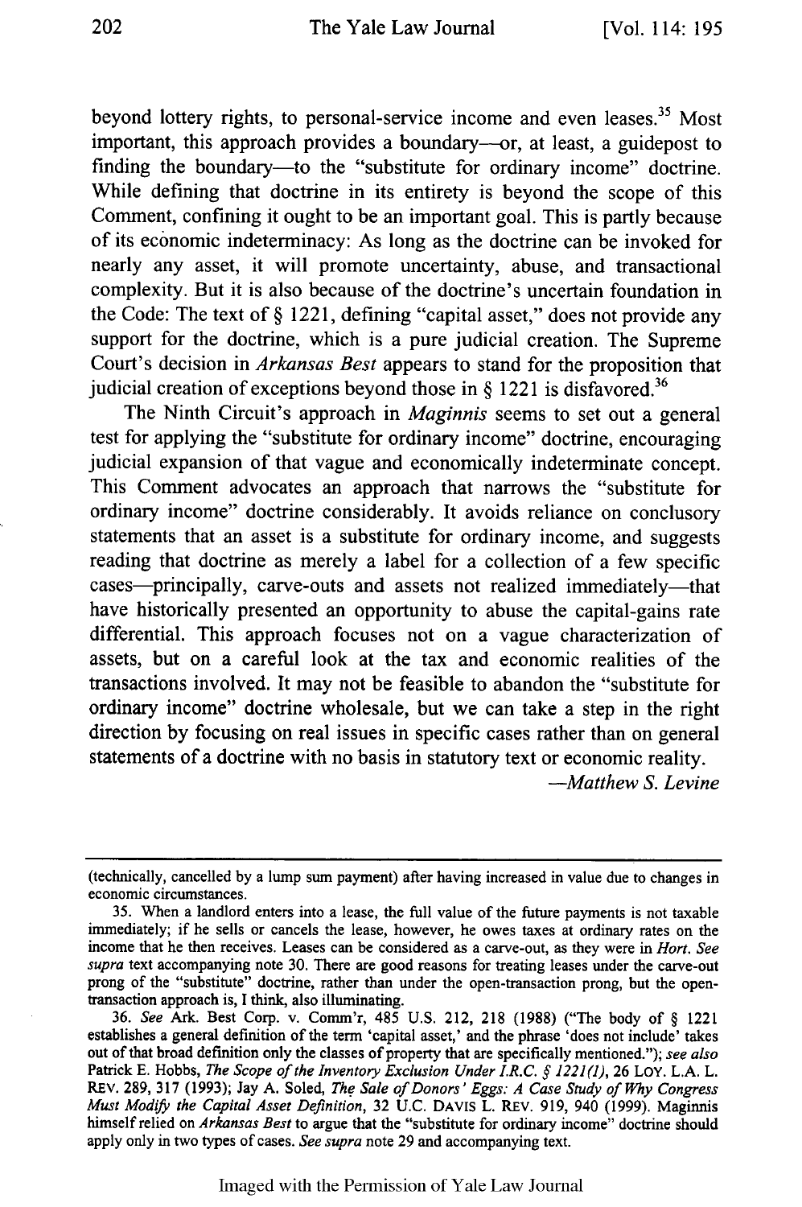beyond lottery rights, to personal-service income and even leases.[35] Most important, this approach provides a boundary—or, at least, a guidepost to finding the boundary—to the "substitute for ordinary income" doctrine. While defining that doctrine in its entirety is beyond the scope of this Comment, confining it ought to be an important goal. This is partly because of its economic indeterminacy: As long as the doctrine can be invoked for nearly any asset, it will promote uncertainty, abuse, and transactional complexity. But it is also because of the doctrine's uncertain foundation in the Code: The text of § 1221, defining "capital asset," does not provide any support for the doctrine, which is a pure judicial creation. The Supreme Court's decision in *Arkansas Best* appears to stand for the proposition that judicial creation of exceptions beyond those in § 1221 is disfavored.[36]

The Ninth Circuit's approach in *Maginnis* seems to set out a general test for applying the "substitute for ordinary income" doctrine, encouraging judicial expansion of that vague and economically indeterminate concept. This Comment advocates an approach that narrows the "substitute for ordinary income" doctrine considerably. It avoids reliance on conclusory statements that an asset is a substitute for ordinary income, and suggests reading that doctrine as merely a label for a collection of a few specific cases—principally, carve-outs and assets not realized immediately—that have historically presented an opportunity to abuse the capital-gains rate differential. This approach focuses not on a vague characterization of assets, but on a careful look at the tax and economic realities of the transactions involved. It may not be feasible to abandon the "substitute for ordinary income" doctrine wholesale, but we can take a step in the right direction by focusing on real issues in specific cases rather than on general statements of a doctrine with no basis in statutory text or economic reality.

—*Matthew S. Levine*

---

(technically, cancelled by a lump sum payment) after having increased in value due to changes in economic circumstances.

35. When a landlord enters into a lease, the full value of the future payments is not taxable immediately; if he sells or cancels the lease, however, he owes taxes at ordinary rates on the income that he then receives. Leases can be considered as a carve-out, as they were in *Hort*. *See supra* text accompanying note 30. There are good reasons for treating leases under the carve-out prong of the "substitute" doctrine, rather than under the open-transaction prong, but the open-transaction approach is, I think, also illuminating.

36. *See* Ark. Best Corp. v. Comm'r, 485 U.S. 212, 218 (1988) ("The body of § 1221 establishes a general definition of the term 'capital asset,' and the phrase 'does not include' takes out of that broad definition only the classes of property that are specifically mentioned."); *see also* Patrick E. Hobbs, *The Scope of the Inventory Exclusion Under I.R.C. § 1221(1)*, 26 LOY. L.A. L. REV. 289, 317 (1993); Jay A. Soled, *The Sale of Donors' Eggs: A Case Study of Why Congress Must Modify the Capital Asset Definition*, 32 U.C. DAVIS L. REV. 919, 940 (1999). Maginnis himself relied on *Arkansas Best* to argue that the "substitute for ordinary income" doctrine should apply only in two types of cases. *See supra* note 29 and accompanying text.